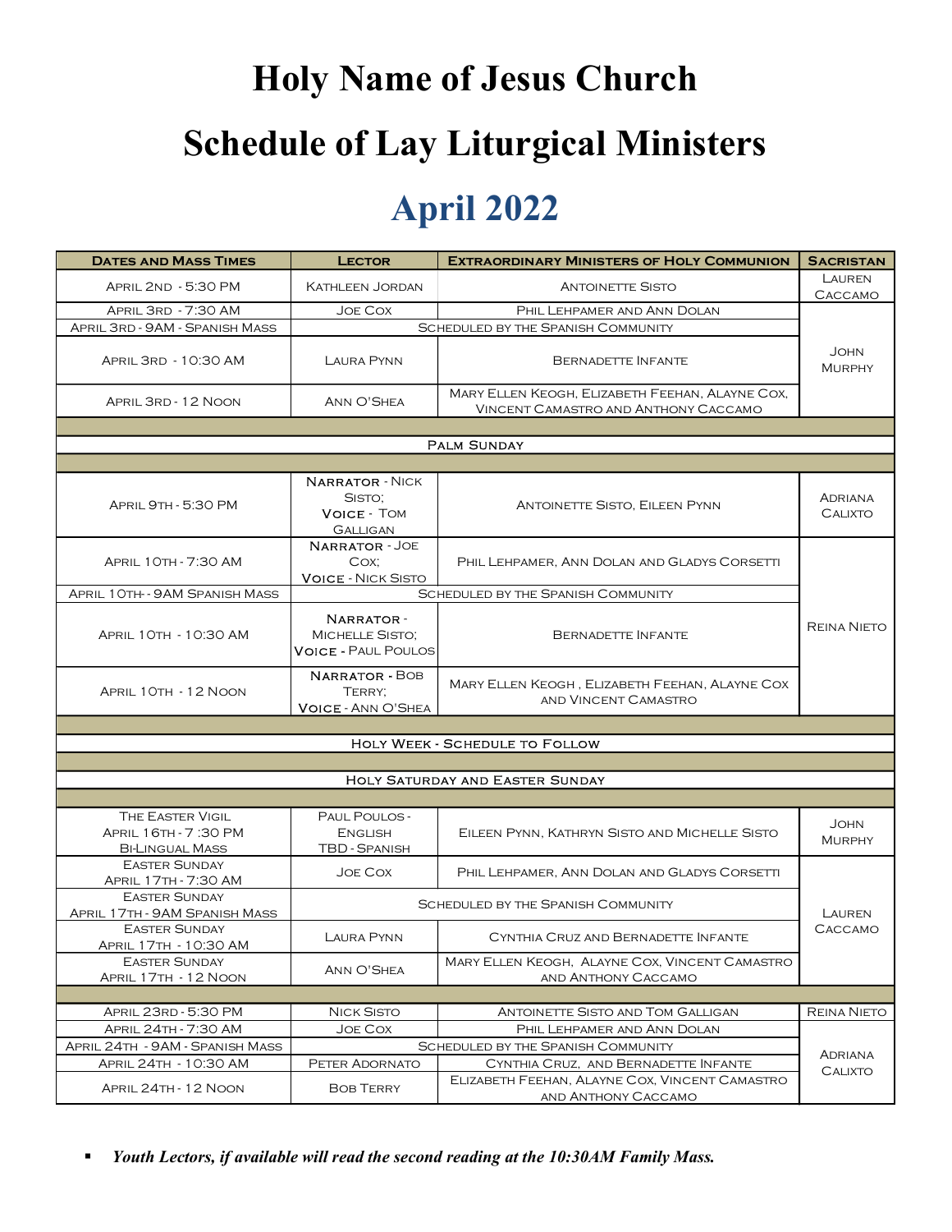# Holy Name of Jesus Church

# Schedule of Lay Liturgical Ministers

## April 2022

| Dates and Mass Times | Lector | Extraordinary Ministers of Holy Communion | Sacristan |
|---|---|---|---|
| April 2nd - 5:30 PM | Kathleen Jordan | Antoinette Sisto | Lauren Caccamo |
| April 3rd - 7:30 AM | Joe Cox | Phil Lehpamer and Ann Dolan | John Murphy |
| April 3rd - 9AM - Spanish Mass | Scheduled by the Spanish Community | | |
| April 3rd - 10:30 AM | Laura Pynn | Bernadette Infante | |
| April 3rd - 12 Noon | Ann O'Shea | Mary Ellen Keogh, Elizabeth Feehan, Alayne Cox, Vincent Camastro and Anthony Caccamo | |
| | | | |
| Palm Sunday | | | |
| | | | |
| April 9th - 5:30 PM | **Narrator** - Nick Sisto; **Voice** - Tom Galligan | Antoinette Sisto, Eileen Pynn | Adriana Calixto |
| April 10th - 7:30 AM | **Narrator** - Joe Cox; **Voice** - Nick Sisto | Phil Lehpamer, Ann Dolan and Gladys Corsetti | Reina Nieto |
| April 10th- - 9AM Spanish Mass | Scheduled by the Spanish Community | | |
| April 10th - 10:30 AM | **Narrator** - Michelle Sisto; **Voice** - Paul Poulos | Bernadette Infante | |
| April 10th - 12 Noon | **Narrator** - Bob Terry; **Voice** - Ann O'Shea | Mary Ellen Keogh , Elizabeth Feehan, Alayne Cox and Vincent Camastro | |
| | | | |
| Holy Week - Schedule to Follow | | | |
| | | | |
| Holy Saturday and Easter Sunday | | | |
| | | | |
| The Easter Vigil April 16th - 7 :30 PM Bi-Lingual Mass | Paul Poulos - English TBD - Spanish | Eileen Pynn, Kathryn Sisto and Michelle Sisto | John Murphy |
| Easter Sunday April 17th - 7:30 AM | Joe Cox | Phil Lehpamer, Ann Dolan and Gladys Corsetti | Lauren Caccamo |
| Easter Sunday April 17th - 9AM Spanish Mass | Scheduled by the Spanish Community | | |
| Easter Sunday April 17th - 10:30 AM | Laura Pynn | Cynthia Cruz and Bernadette Infante | |
| Easter Sunday April 17th - 12 Noon | Ann O'Shea | Mary Ellen Keogh, Alayne Cox, Vincent Camastro and Anthony Caccamo | |
| | | | |
| April 23rd - 5:30 PM | Nick Sisto | Antoinette Sisto and Tom Galligan | Reina Nieto |
| April 24th - 7:30 AM | Joe Cox | Phil Lehpamer and Ann Dolan | Adriana Calixto |
| April 24th - 9AM - Spanish Mass | Scheduled by the Spanish Community | | |
| April 24th - 10:30 AM | Peter Adornato | Cynthia Cruz, and Bernadette Infante | |
| April 24th - 12 Noon | Bob Terry | Elizabeth Feehan, Alayne Cox, Vincent Camastro and Anthony Caccamo | |

- ***Youth Lectors, if available will read the second reading at the 10:30AM Family Mass.***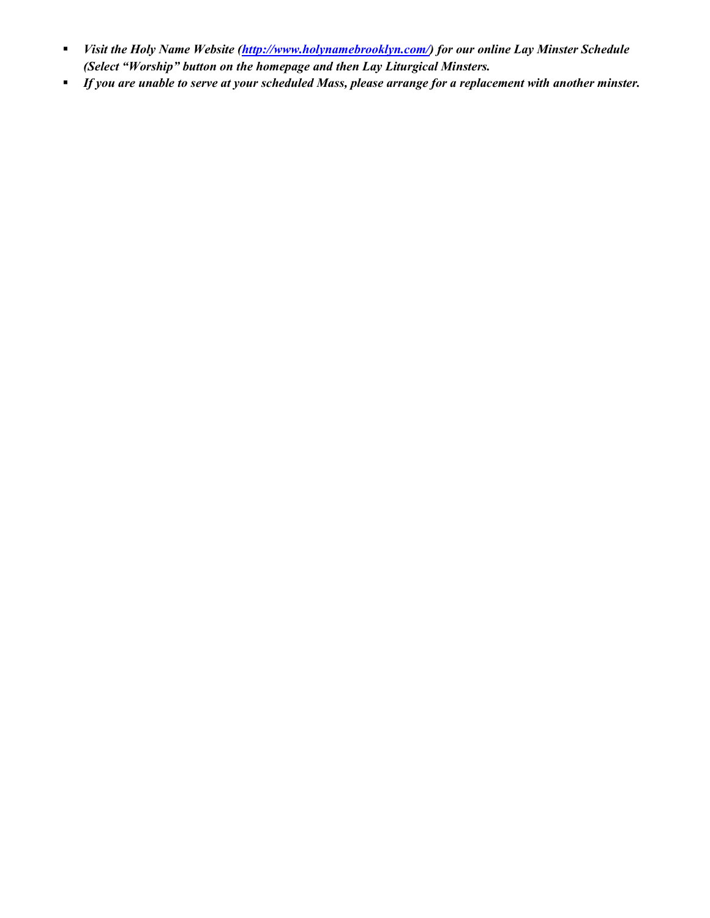- ***Visit the Holy Name Website ([http://www.holynamebrooklyn.com/](http://www.holynamebrooklyn.com/)) for our online Lay Minster Schedule (Select "Worship" button on the homepage and then Lay Liturgical Minsters.***
- ***If you are unable to serve at your scheduled Mass, please arrange for a replacement with another minster.***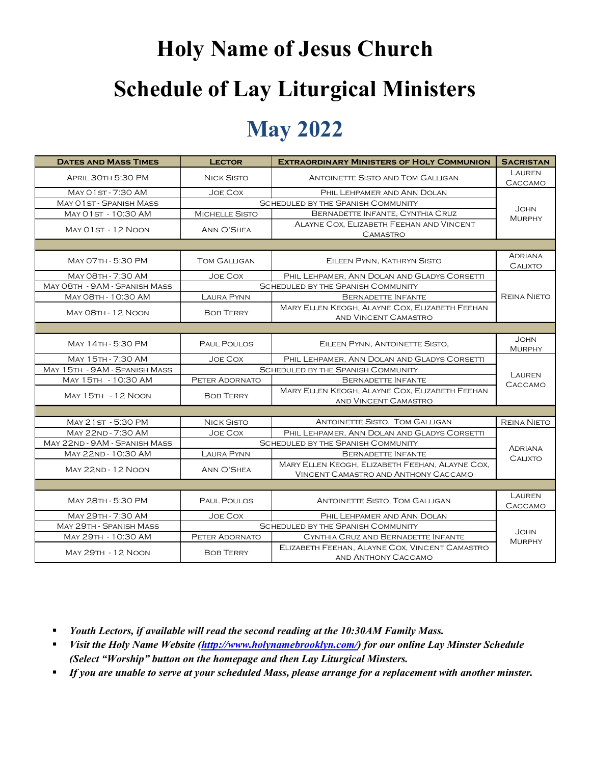# Holy Name of Jesus Church

# Schedule of Lay Liturgical Ministers

## May 2022

| Dates and Mass Times | Lector | Extraordinary Ministers of Holy Communion | Sacristan |
|---|---|---|---|
| April 30th 5:30 PM | Nick Sisto | Antoinette Sisto and Tom Galligan | Lauren Caccamo |
| May 01st - 7:30 AM | Joe Cox | Phil Lehpamer and Ann Dolan | John Murphy |
| May 01st - Spanish Mass | Scheduled by the Spanish Community | | |
| May 01st - 10:30 AM | Michelle Sisto | Bernadette Infante, Cynthia Cruz | |
| May 01st - 12 Noon | Ann O'Shea | Alayne Cox, Elizabeth Feehan and Vincent Camastro | |
| | | | |
| May 07th - 5:30 PM | Tom Galligan | Eileen Pynn, Kathryn Sisto | Adriana Calixto |
| May 08th - 7:30 AM | Joe Cox | Phil Lehpamer, Ann Dolan and Gladys Corsetti | Reina Nieto |
| May 08th - 9AM - Spanish Mass | Scheduled by the Spanish Community | | |
| May 08th - 10:30 AM | Laura Pynn | Bernadette Infante | |
| May 08th - 12 Noon | Bob Terry | Mary Ellen Keogh, Alayne Cox, Elizabeth Feehan and Vincent Camastro | |
| | | | |
| May 14th - 5:30 PM | Paul Poulos | Eileen Pynn, Antoinette Sisto, | John Murphy |
| May 15th - 7:30 AM | Joe Cox | Phil Lehpamer, Ann Dolan and Gladys Corsetti | Lauren Caccamo |
| May 15th - 9AM - Spanish Mass | Scheduled by the Spanish Community | | |
| May 15th - 10:30 AM | Peter Adornato | Bernadette Infante | |
| May 15th - 12 Noon | Bob Terry | Mary Ellen Keogh, Alayne Cox, Elizabeth Feehan and Vincent Camastro | |
| | | | |
| May 21st - 5:30 PM | Nick Sisto | Antoinette Sisto, Tom Galligan | Reina Nieto |
| May 22nd - 7:30 AM | Joe Cox | Phil Lehpamer, Ann Dolan and Gladys Corsetti | Adriana Calixto |
| May 22nd - 9AM - Spanish Mass | Scheduled by the Spanish Community | | |
| May 22nd - 10:30 AM | Laura Pynn | Bernadette Infante | |
| May 22nd - 12 Noon | Ann O'Shea | Mary Ellen Keogh, Elizabeth Feehan, Alayne Cox, Vincent Camastro and Anthony Caccamo | |
| | | | |
| May 28th - 5:30 PM | Paul Poulos | Antoinette Sisto, Tom Galligan | Lauren Caccamo |
| May 29th - 7:30 AM | Joe Cox | Phil Lehpamer and Ann Dolan | John Murphy |
| May 29th - Spanish Mass | Scheduled by the Spanish Community | | |
| May 29th - 10:30 AM | Peter Adornato | Cynthia Cruz and Bernadette Infante | |
| May 29th - 12 Noon | Bob Terry | Elizabeth Feehan, Alayne Cox, Vincent Camastro and Anthony Caccamo | |

- ***Youth Lectors, if available will read the second reading at the 10:30AM Family Mass.***
- ***Visit the Holy Name Website (http://www.holynamebrooklyn.com/) for our online Lay Minster Schedule (Select "Worship" button on the homepage and then Lay Liturgical Minsters.***
- ***If you are unable to serve at your scheduled Mass, please arrange for a replacement with another minster.***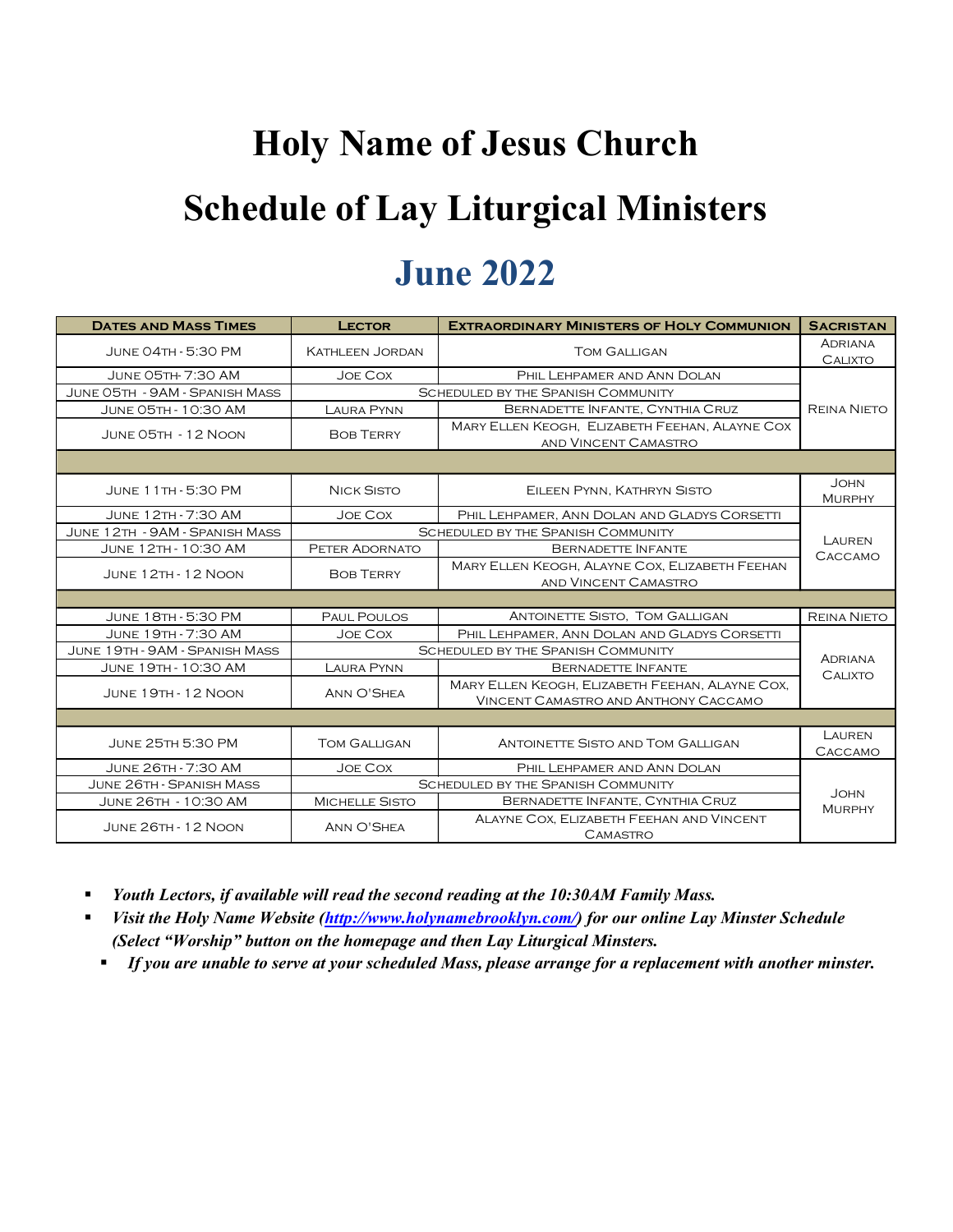# Holy Name of Jesus Church

# Schedule of Lay Liturgical Ministers

## June 2022

| Dates and Mass Times | Lector | Extraordinary Ministers of Holy Communion | Sacristan |
|---|---|---|---|
| June 04th - 5:30 PM | Kathleen Jordan | Tom Galligan | Adriana Calixto |
| June 05th- 7:30 AM | Joe Cox | Phil Lehpamer and Ann Dolan | Reina Nieto |
| June 05th - 9AM - Spanish Mass | Scheduled by the Spanish Community | | |
| June 05th - 10:30 AM | Laura Pynn | Bernadette Infante, Cynthia Cruz | |
| June 05th - 12 Noon | Bob Terry | Mary Ellen Keogh, Elizabeth Feehan, Alayne Cox and Vincent Camastro | |
| | | | |
| June 11th - 5:30 PM | Nick Sisto | Eileen Pynn, Kathryn Sisto | John Murphy |
| June 12th - 7:30 AM | Joe Cox | Phil Lehpamer, Ann Dolan and Gladys Corsetti | Lauren Caccamo |
| June 12th - 9AM - Spanish Mass | Scheduled by the Spanish Community | | |
| June 12th - 10:30 AM | Peter Adornato | Bernadette Infante | |
| June 12th - 12 Noon | Bob Terry | Mary Ellen Keogh, Alayne Cox, Elizabeth Feehan and Vincent Camastro | |
| | | | |
| June 18th - 5:30 PM | Paul Poulos | Antoinette Sisto, Tom Galligan | Reina Nieto |
| June 19th - 7:30 AM | Joe Cox | Phil Lehpamer, Ann Dolan and Gladys Corsetti | Adriana Calixto |
| June 19th - 9AM - Spanish Mass | Scheduled by the Spanish Community | | |
| June 19th - 10:30 AM | Laura Pynn | Bernadette Infante | |
| June 19th - 12 Noon | Ann O'Shea | Mary Ellen Keogh, Elizabeth Feehan, Alayne Cox, Vincent Camastro and Anthony Caccamo | |
| | | | |
| June 25th 5:30 PM | Tom Galligan | Antoinette Sisto and Tom Galligan | Lauren Caccamo |
| June 26th - 7:30 AM | Joe Cox | Phil Lehpamer and Ann Dolan | John Murphy |
| June 26th - Spanish Mass | Scheduled by the Spanish Community | | |
| June 26th - 10:30 AM | Michelle Sisto | Bernadette Infante, Cynthia Cruz | |
| June 26th - 12 Noon | Ann O'Shea | Alayne Cox, Elizabeth Feehan and Vincent Camastro | |

- ***Youth Lectors, if available will read the second reading at the 10:30AM Family Mass.***
- ***Visit the Holy Name Website ([http://www.holynamebrooklyn.com/](http://www.holynamebrooklyn.com/)) for our online Lay Minster Schedule (Select "Worship" button on the homepage and then Lay Liturgical Minsters.***
- ***If you are unable to serve at your scheduled Mass, please arrange for a replacement with another minster.***